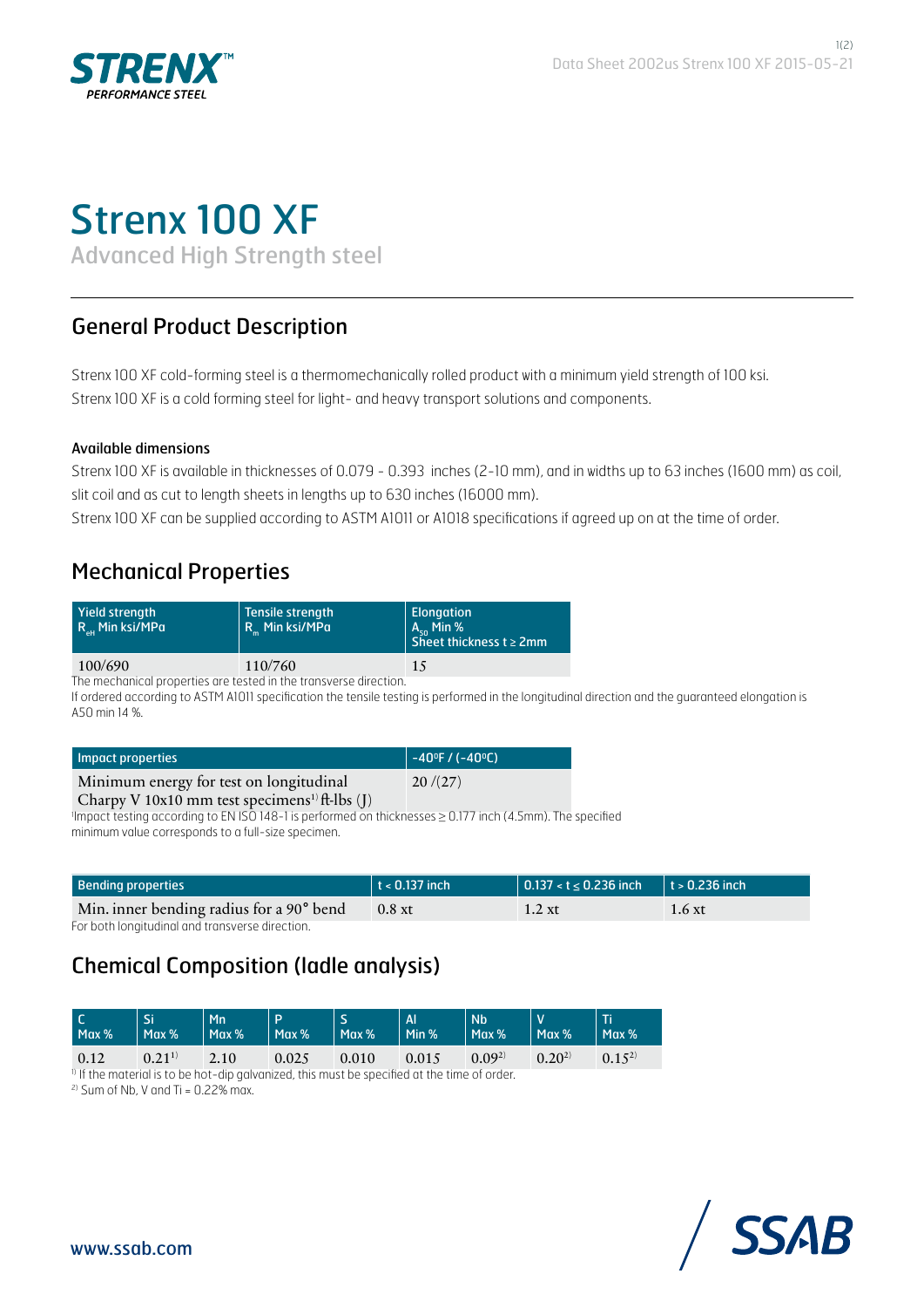# Strenx 100 XF

Advanced High Strength steel

## General Product Description

Strenx 100 XF cold-forming steel is a thermomechanically rolled product with a minimum yield strength of 100 ksi.
Strenx 100 XF is a cold forming steel for light- and heavy transport solutions and components.

### Available dimensions

Strenx 100 XF is available in thicknesses of 0.079 - 0.393 inches (2-10 mm), and in widths up to 63 inches (1600 mm) as coil, slit coil and as cut to length sheets in lengths up to 630 inches (16000 mm).
Strenx 100 XF can be supplied according to ASTM A1011 or A1018 specifications if agreed up on at the time of order.

## Mechanical Properties

| Yield strength $R_{eH}$ Min ksi/MPa | Tensile strength $R_m$ Min ksi/MPa | Elongation $A_{50}$ Min % Sheet thickness t ≥ 2mm |
|---|---|---|
| 100/690 | 110/760 | 15 |

The mechanical properties are tested in the transverse direction.
If ordered according to ASTM A1011 specification the tensile testing is performed in the longitudinal direction and the guaranteed elongation is A50 min 14 %.

| Impact properties | -40°F / (-40°C) |
|---|---|
| Minimum energy for test on longitudinal Charpy V 10x10 mm test specimens[1] ft-lbs (J) | 20 /(27) |

[1]Impact testing according to EN ISO 148-1 is performed on thicknesses ≥ 0.177 inch (4.5mm). The specified minimum value corresponds to a full-size specimen.

| Bending properties | t < 0.137 inch | 0.137 < t ≤ 0.236 inch | t > 0.236 inch |
|---|---|---|---|
| Min. inner bending radius for a 90° bend | 0.8 xt | 1.2 xt | 1.6 xt |

For both longitudinal and transverse direction.

## Chemical Composition (ladle analysis)

| C Max % | Si Max % | Mn Max % | P Max % | S Max % | Al Min % | Nb Max % | V Max % | Ti Max % |
|---|---|---|---|---|---|---|---|---|
| 0.12 | 0.21[1] | 2.10 | 0.025 | 0.010 | 0.015 | 0.09[2] | 0.20[2] | 0.15[2] |

[1] If the material is to be hot-dip galvanized, this must be specified at the time of order.
[2] Sum of Nb, V and Ti = 0.22% max.

www.ssab.com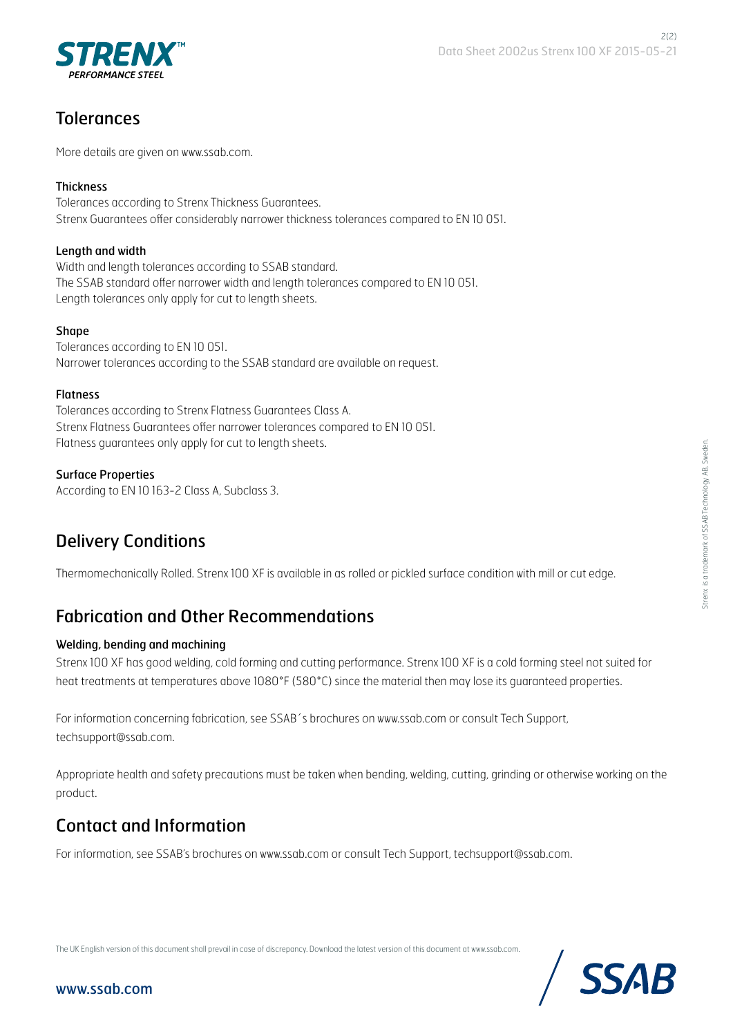## Tolerances

More details are given on www.ssab.com.

### Thickness

Tolerances according to Strenx Thickness Guarantees.
Strenx Guarantees offer considerably narrower thickness tolerances compared to EN 10 051.

### Length and width

Width and length tolerances according to SSAB standard.
The SSAB standard offer narrower width and length tolerances compared to EN 10 051.
Length tolerances only apply for cut to length sheets.

### Shape

Tolerances according to EN 10 051.
Narrower tolerances according to the SSAB standard are available on request.

### Flatness

Tolerances according to Strenx Flatness Guarantees Class A.
Strenx Flatness Guarantees offer narrower tolerances compared to EN 10 051.
Flatness guarantees only apply for cut to length sheets.

### Surface Properties

According to EN 10 163-2 Class A, Subclass 3.

## Delivery Conditions

Thermomechanically Rolled. Strenx 100 XF is available in as rolled or pickled surface condition with mill or cut edge.

## Fabrication and Other Recommendations

### Welding, bending and machining

Strenx 100 XF has good welding, cold forming and cutting performance. Strenx 100 XF is a cold forming steel not suited for heat treatments at temperatures above 1080°F (580°C) since the material then may lose its guaranteed properties.

For information concerning fabrication, see SSAB´s brochures on www.ssab.com or consult Tech Support, techsupport@ssab.com.

Appropriate health and safety precautions must be taken when bending, welding, cutting, grinding or otherwise working on the product.

## Contact and Information

For information, see SSAB's brochures on www.ssab.com or consult Tech Support, techsupport@ssab.com.

The UK English version of this document shall prevail in case of discrepancy. Download the latest version of this document at www.ssab.com.

Strenx is a trademark of SSAB Technology AB, Sweden.

www.ssab.com